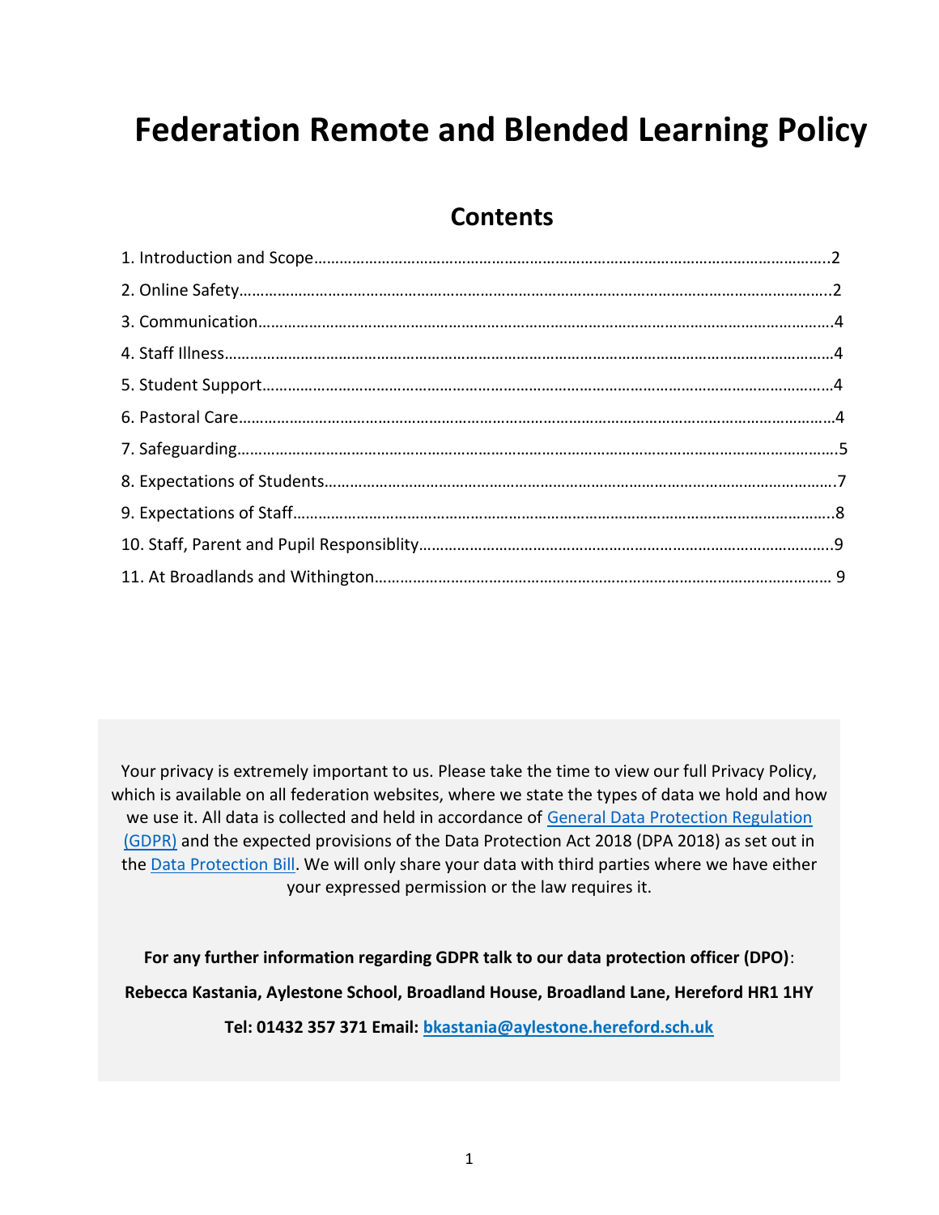# Federation Remote and Blended Learning Policy

## Contents

1. Introduction and Scope……………………………………………………………………………………………….2
2. Online Safety………………………………………………………………………………………………………………2
3. Communication……………………………………………………………………………………………………………4
4. Staff Illness…………………………………………………………………………………………………………………4
5. Student Support…………………………………………………………………………………………………………4
6. Pastoral Care………………………………………………………………………………………………………………4
7. Safeguarding………………………………………………………………………………………………………………5
8. Expectations of Students……………………………………………………………………………………………7
9. Expectations of Staff……………………………………………………………………………………………………8
10. Staff, Parent and Pupil Responsiblity……………………………………………………………………………9
11. At Broadlands and Withington……………………………………………………………………………………9

Your privacy is extremely important to us. Please take the time to view our full Privacy Policy, which is available on all federation websites, where we state the types of data we hold and how we use it. All data is collected and held in accordance of [General Data Protection Regulation (GDPR)] and the expected provisions of the Data Protection Act 2018 (DPA 2018) as set out in the [Data Protection Bill]. We will only share your data with third parties where we have either your expressed permission or the law requires it.

**For any further information regarding GDPR talk to our data protection officer (DPO):**

**Rebecca Kastania, Aylestone School, Broadland House, Broadland Lane, Hereford HR1 1HY**

**Tel: 01432 357 371 Email: bkastania@aylestone.hereford.sch.uk**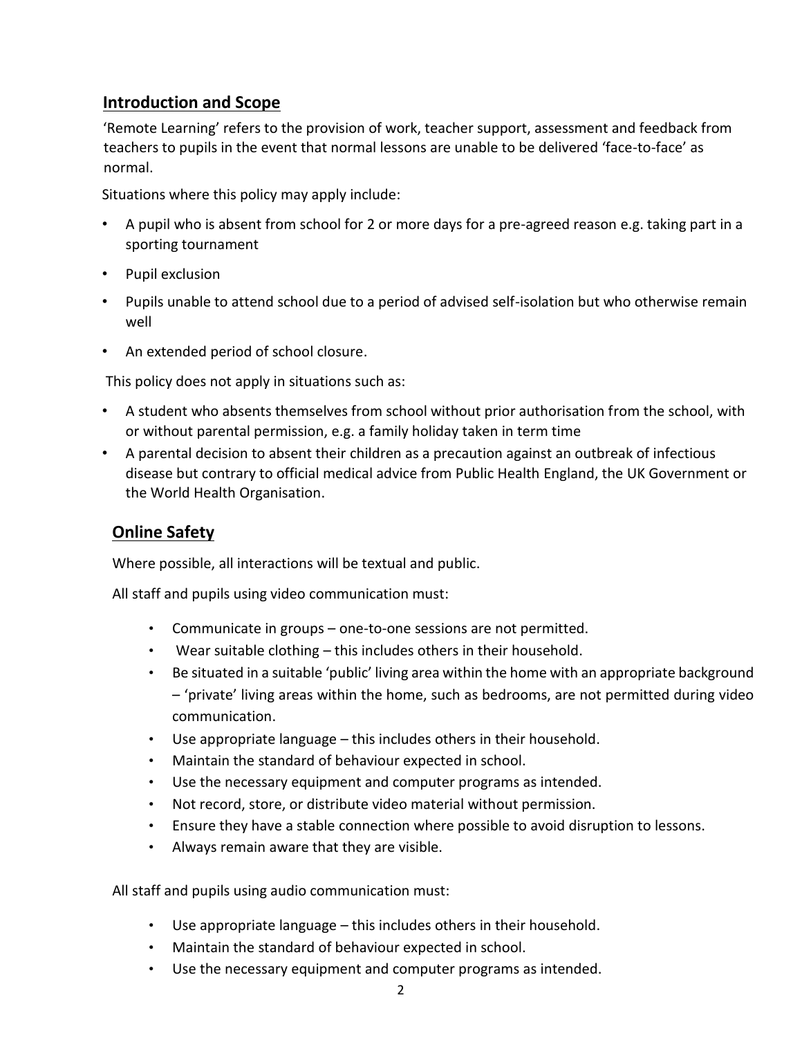## Introduction and Scope

'Remote Learning' refers to the provision of work, teacher support, assessment and feedback from teachers to pupils in the event that normal lessons are unable to be delivered 'face-to-face' as normal.

Situations where this policy may apply include:

- A pupil who is absent from school for 2 or more days for a pre-agreed reason e.g. taking part in a sporting tournament
- Pupil exclusion
- Pupils unable to attend school due to a period of advised self-isolation but who otherwise remain well
- An extended period of school closure.

This policy does not apply in situations such as:

- A student who absents themselves from school without prior authorisation from the school, with or without parental permission, e.g. a family holiday taken in term time
- A parental decision to absent their children as a precaution against an outbreak of infectious disease but contrary to official medical advice from Public Health England, the UK Government or the World Health Organisation.

## Online Safety

Where possible, all interactions will be textual and public.

All staff and pupils using video communication must:

- Communicate in groups – one-to-one sessions are not permitted.
- Wear suitable clothing – this includes others in their household.
- Be situated in a suitable 'public' living area within the home with an appropriate background – 'private' living areas within the home, such as bedrooms, are not permitted during video communication.
- Use appropriate language – this includes others in their household.
- Maintain the standard of behaviour expected in school.
- Use the necessary equipment and computer programs as intended.
- Not record, store, or distribute video material without permission.
- Ensure they have a stable connection where possible to avoid disruption to lessons.
- Always remain aware that they are visible.

All staff and pupils using audio communication must:

- Use appropriate language – this includes others in their household.
- Maintain the standard of behaviour expected in school.
- Use the necessary equipment and computer programs as intended.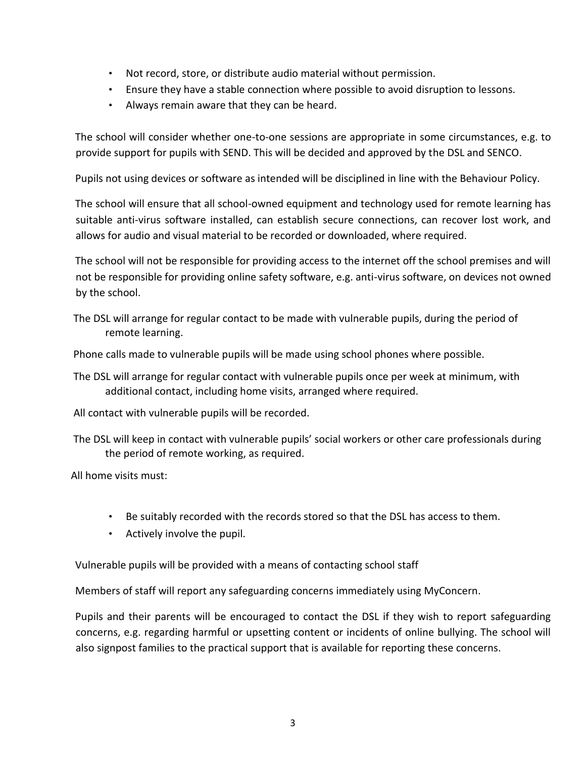- Not record, store, or distribute audio material without permission.
- Ensure they have a stable connection where possible to avoid disruption to lessons.
- Always remain aware that they can be heard.

The school will consider whether one-to-one sessions are appropriate in some circumstances, e.g. to provide support for pupils with SEND. This will be decided and approved by the DSL and SENCO.

Pupils not using devices or software as intended will be disciplined in line with the Behaviour Policy.

The school will ensure that all school-owned equipment and technology used for remote learning has suitable anti-virus software installed, can establish secure connections, can recover lost work, and allows for audio and visual material to be recorded or downloaded, where required.

The school will not be responsible for providing access to the internet off the school premises and will not be responsible for providing online safety software, e.g. anti-virus software, on devices not owned by the school.

The DSL will arrange for regular contact to be made with vulnerable pupils, during the period of remote learning.

Phone calls made to vulnerable pupils will be made using school phones where possible.

The DSL will arrange for regular contact with vulnerable pupils once per week at minimum, with additional contact, including home visits, arranged where required.

All contact with vulnerable pupils will be recorded.

The DSL will keep in contact with vulnerable pupils' social workers or other care professionals during the period of remote working, as required.

All home visits must:

- Be suitably recorded with the records stored so that the DSL has access to them.
- Actively involve the pupil.

Vulnerable pupils will be provided with a means of contacting school staff

Members of staff will report any safeguarding concerns immediately using MyConcern.

Pupils and their parents will be encouraged to contact the DSL if they wish to report safeguarding concerns, e.g. regarding harmful or upsetting content or incidents of online bullying. The school will also signpost families to the practical support that is available for reporting these concerns.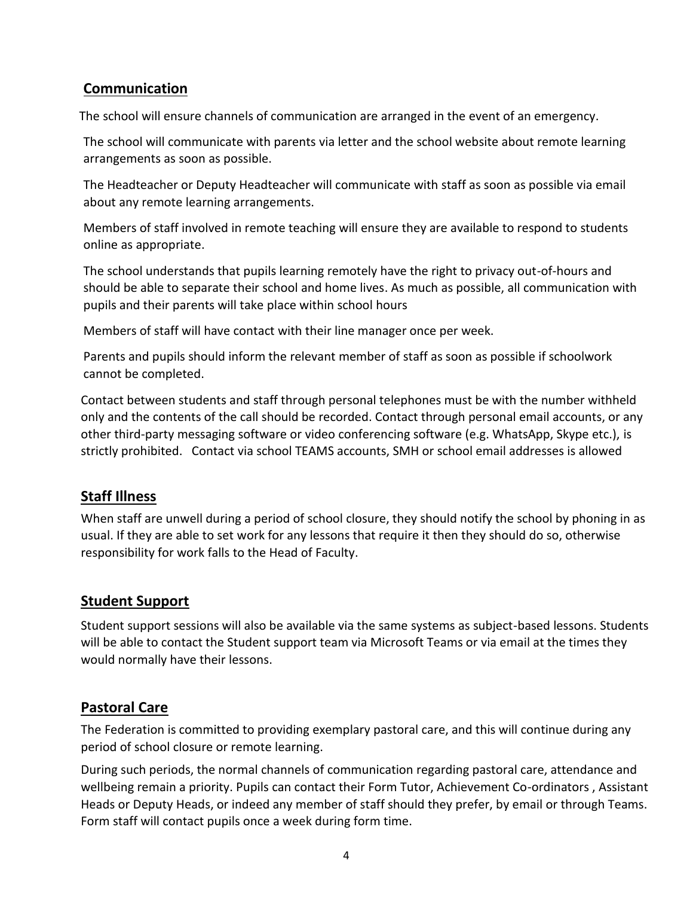## Communication

The school will ensure channels of communication are arranged in the event of an emergency.

The school will communicate with parents via letter and the school website about remote learning arrangements as soon as possible.

The Headteacher or Deputy Headteacher will communicate with staff as soon as possible via email about any remote learning arrangements.

Members of staff involved in remote teaching will ensure they are available to respond to students online as appropriate.

The school understands that pupils learning remotely have the right to privacy out-of-hours and should be able to separate their school and home lives. As much as possible, all communication with pupils and their parents will take place within school hours

Members of staff will have contact with their line manager once per week.

Parents and pupils should inform the relevant member of staff as soon as possible if schoolwork cannot be completed.

Contact between students and staff through personal telephones must be with the number withheld only and the contents of the call should be recorded. Contact through personal email accounts, or any other third-party messaging software or video conferencing software (e.g. WhatsApp, Skype etc.), is strictly prohibited. Contact via school TEAMS accounts, SMH or school email addresses is allowed

## Staff Illness

When staff are unwell during a period of school closure, they should notify the school by phoning in as usual. If they are able to set work for any lessons that require it then they should do so, otherwise responsibility for work falls to the Head of Faculty.

## Student Support

Student support sessions will also be available via the same systems as subject-based lessons. Students will be able to contact the Student support team via Microsoft Teams or via email at the times they would normally have their lessons.

## Pastoral Care

The Federation is committed to providing exemplary pastoral care, and this will continue during any period of school closure or remote learning.

During such periods, the normal channels of communication regarding pastoral care, attendance and wellbeing remain a priority. Pupils can contact their Form Tutor, Achievement Co-ordinators , Assistant Heads or Deputy Heads, or indeed any member of staff should they prefer, by email or through Teams. Form staff will contact pupils once a week during form time.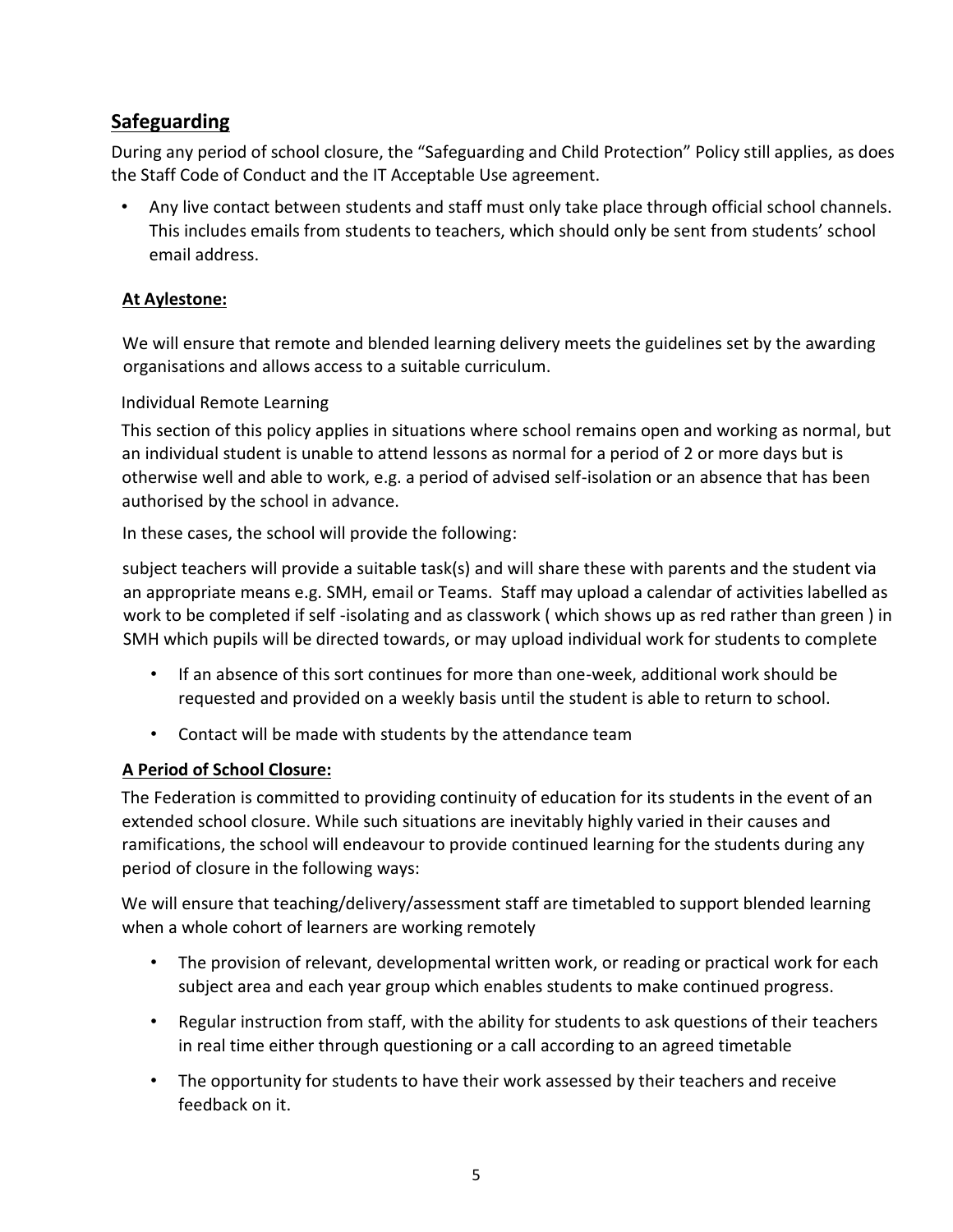## Safeguarding

During any period of school closure, the "Safeguarding and Child Protection" Policy still applies, as does the Staff Code of Conduct and the IT Acceptable Use agreement.

- Any live contact between students and staff must only take place through official school channels. This includes emails from students to teachers, which should only be sent from students' school email address.

### At Aylestone:

We will ensure that remote and blended learning delivery meets the guidelines set by the awarding organisations and allows access to a suitable curriculum.

Individual Remote Learning

This section of this policy applies in situations where school remains open and working as normal, but an individual student is unable to attend lessons as normal for a period of 2 or more days but is otherwise well and able to work, e.g. a period of advised self-isolation or an absence that has been authorised by the school in advance.

In these cases, the school will provide the following:

subject teachers will provide a suitable task(s) and will share these with parents and the student via an appropriate means e.g. SMH, email or Teams. Staff may upload a calendar of activities labelled as work to be completed if self -isolating and as classwork ( which shows up as red rather than green ) in SMH which pupils will be directed towards, or may upload individual work for students to complete

- If an absence of this sort continues for more than one-week, additional work should be requested and provided on a weekly basis until the student is able to return to school.
- Contact will be made with students by the attendance team

### A Period of School Closure:

The Federation is committed to providing continuity of education for its students in the event of an extended school closure. While such situations are inevitably highly varied in their causes and ramifications, the school will endeavour to provide continued learning for the students during any period of closure in the following ways:

We will ensure that teaching/delivery/assessment staff are timetabled to support blended learning when a whole cohort of learners are working remotely

- The provision of relevant, developmental written work, or reading or practical work for each subject area and each year group which enables students to make continued progress.
- Regular instruction from staff, with the ability for students to ask questions of their teachers in real time either through questioning or a call according to an agreed timetable
- The opportunity for students to have their work assessed by their teachers and receive feedback on it.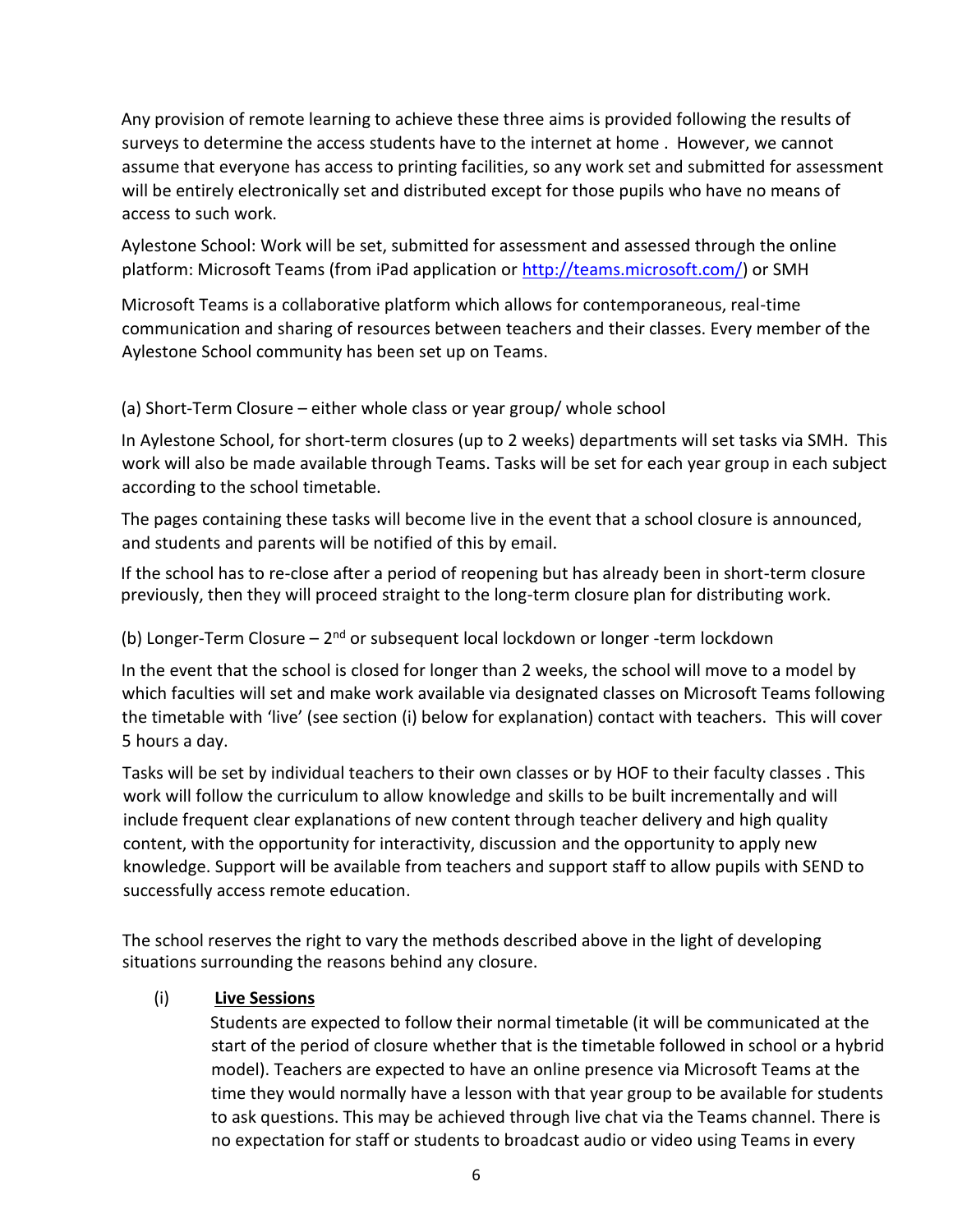Any provision of remote learning to achieve these three aims is provided following the results of surveys to determine the access students have to the internet at home . However, we cannot assume that everyone has access to printing facilities, so any work set and submitted for assessment will be entirely electronically set and distributed except for those pupils who have no means of access to such work.

Aylestone School: Work will be set, submitted for assessment and assessed through the online platform: Microsoft Teams (from iPad application or [http://teams.microsoft.com/](http://teams.microsoft.com/)) or SMH

Microsoft Teams is a collaborative platform which allows for contemporaneous, real-time communication and sharing of resources between teachers and their classes. Every member of the Aylestone School community has been set up on Teams.

(a) Short-Term Closure – either whole class or year group/ whole school

In Aylestone School, for short-term closures (up to 2 weeks) departments will set tasks via SMH. This work will also be made available through Teams. Tasks will be set for each year group in each subject according to the school timetable.

The pages containing these tasks will become live in the event that a school closure is announced, and students and parents will be notified of this by email.

If the school has to re-close after a period of reopening but has already been in short-term closure previously, then they will proceed straight to the long-term closure plan for distributing work.

(b) Longer-Term Closure – 2nd or subsequent local lockdown or longer -term lockdown

In the event that the school is closed for longer than 2 weeks, the school will move to a model by which faculties will set and make work available via designated classes on Microsoft Teams following the timetable with 'live' (see section (i) below for explanation) contact with teachers. This will cover 5 hours a day.

Tasks will be set by individual teachers to their own classes or by HOF to their faculty classes . This work will follow the curriculum to allow knowledge and skills to be built incrementally and will include frequent clear explanations of new content through teacher delivery and high quality content, with the opportunity for interactivity, discussion and the opportunity to apply new knowledge. Support will be available from teachers and support staff to allow pupils with SEND to successfully access remote education.

The school reserves the right to vary the methods described above in the light of developing situations surrounding the reasons behind any closure.

(i) **Live Sessions**

Students are expected to follow their normal timetable (it will be communicated at the start of the period of closure whether that is the timetable followed in school or a hybrid model). Teachers are expected to have an online presence via Microsoft Teams at the time they would normally have a lesson with that year group to be available for students to ask questions. This may be achieved through live chat via the Teams channel. There is no expectation for staff or students to broadcast audio or video using Teams in every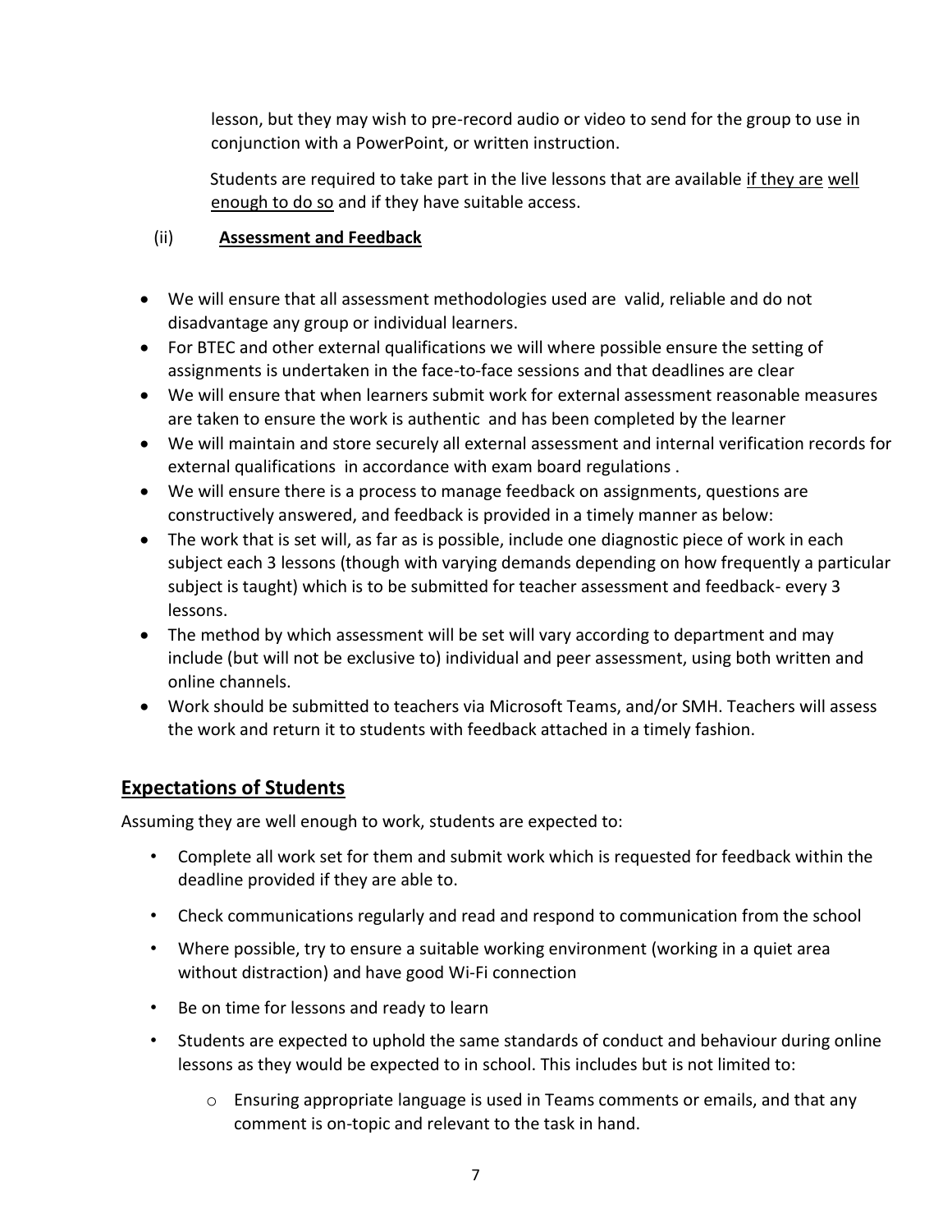lesson, but they may wish to pre-record audio or video to send for the group to use in conjunction with a PowerPoint, or written instruction.

Students are required to take part in the live lessons that are available <u>if they are</u> <u>well enough to do so</u> and if they have suitable access.

(ii) **<u>Assessment and Feedback</u>**

- We will ensure that all assessment methodologies used are valid, reliable and do not disadvantage any group or individual learners.
- For BTEC and other external qualifications we will where possible ensure the setting of assignments is undertaken in the face-to-face sessions and that deadlines are clear
- We will ensure that when learners submit work for external assessment reasonable measures are taken to ensure the work is authentic and has been completed by the learner
- We will maintain and store securely all external assessment and internal verification records for external qualifications in accordance with exam board regulations .
- We will ensure there is a process to manage feedback on assignments, questions are constructively answered, and feedback is provided in a timely manner as below:
- The work that is set will, as far as is possible, include one diagnostic piece of work in each subject each 3 lessons (though with varying demands depending on how frequently a particular subject is taught) which is to be submitted for teacher assessment and feedback- every 3 lessons.
- The method by which assessment will be set will vary according to department and may include (but will not be exclusive to) individual and peer assessment, using both written and online channels.
- Work should be submitted to teachers via Microsoft Teams, and/or SMH. Teachers will assess the work and return it to students with feedback attached in a timely fashion.

## <u>Expectations of Students</u>

Assuming they are well enough to work, students are expected to:

- Complete all work set for them and submit work which is requested for feedback within the deadline provided if they are able to.
- Check communications regularly and read and respond to communication from the school
- Where possible, try to ensure a suitable working environment (working in a quiet area without distraction) and have good Wi-Fi connection
- Be on time for lessons and ready to learn
- Students are expected to uphold the same standards of conduct and behaviour during online lessons as they would be expected to in school. This includes but is not limited to:
    - Ensuring appropriate language is used in Teams comments or emails, and that any comment is on-topic and relevant to the task in hand.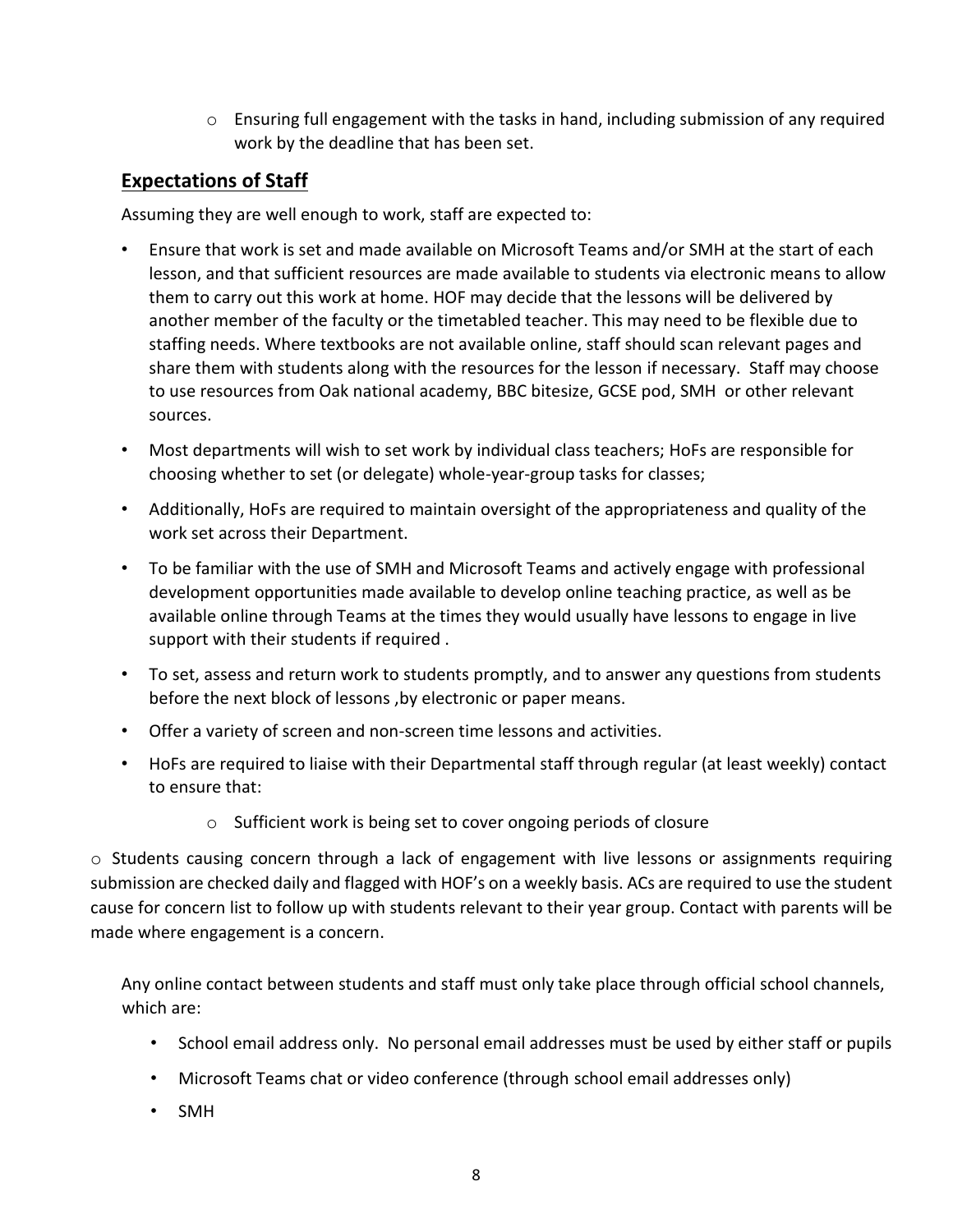- Ensuring full engagement with the tasks in hand, including submission of any required work by the deadline that has been set.

## Expectations of Staff

Assuming they are well enough to work, staff are expected to:

- Ensure that work is set and made available on Microsoft Teams and/or SMH at the start of each lesson, and that sufficient resources are made available to students via electronic means to allow them to carry out this work at home. HOF may decide that the lessons will be delivered by another member of the faculty or the timetabled teacher. This may need to be flexible due to staffing needs. Where textbooks are not available online, staff should scan relevant pages and share them with students along with the resources for the lesson if necessary. Staff may choose to use resources from Oak national academy, BBC bitesize, GCSE pod, SMH or other relevant sources.
- Most departments will wish to set work by individual class teachers; HoFs are responsible for choosing whether to set (or delegate) whole-year-group tasks for classes;
- Additionally, HoFs are required to maintain oversight of the appropriateness and quality of the work set across their Department.
- To be familiar with the use of SMH and Microsoft Teams and actively engage with professional development opportunities made available to develop online teaching practice, as well as be available online through Teams at the times they would usually have lessons to engage in live support with their students if required .
- To set, assess and return work to students promptly, and to answer any questions from students before the next block of lessons ,by electronic or paper means.
- Offer a variety of screen and non-screen time lessons and activities.
- HoFs are required to liaise with their Departmental staff through regular (at least weekly) contact to ensure that:
    - Sufficient work is being set to cover ongoing periods of closure

o Students causing concern through a lack of engagement with live lessons or assignments requiring submission are checked daily and flagged with HOF's on a weekly basis. ACs are required to use the student cause for concern list to follow up with students relevant to their year group. Contact with parents will be made where engagement is a concern.

Any online contact between students and staff must only take place through official school channels, which are:

- School email address only. No personal email addresses must be used by either staff or pupils
- Microsoft Teams chat or video conference (through school email addresses only)
- SMH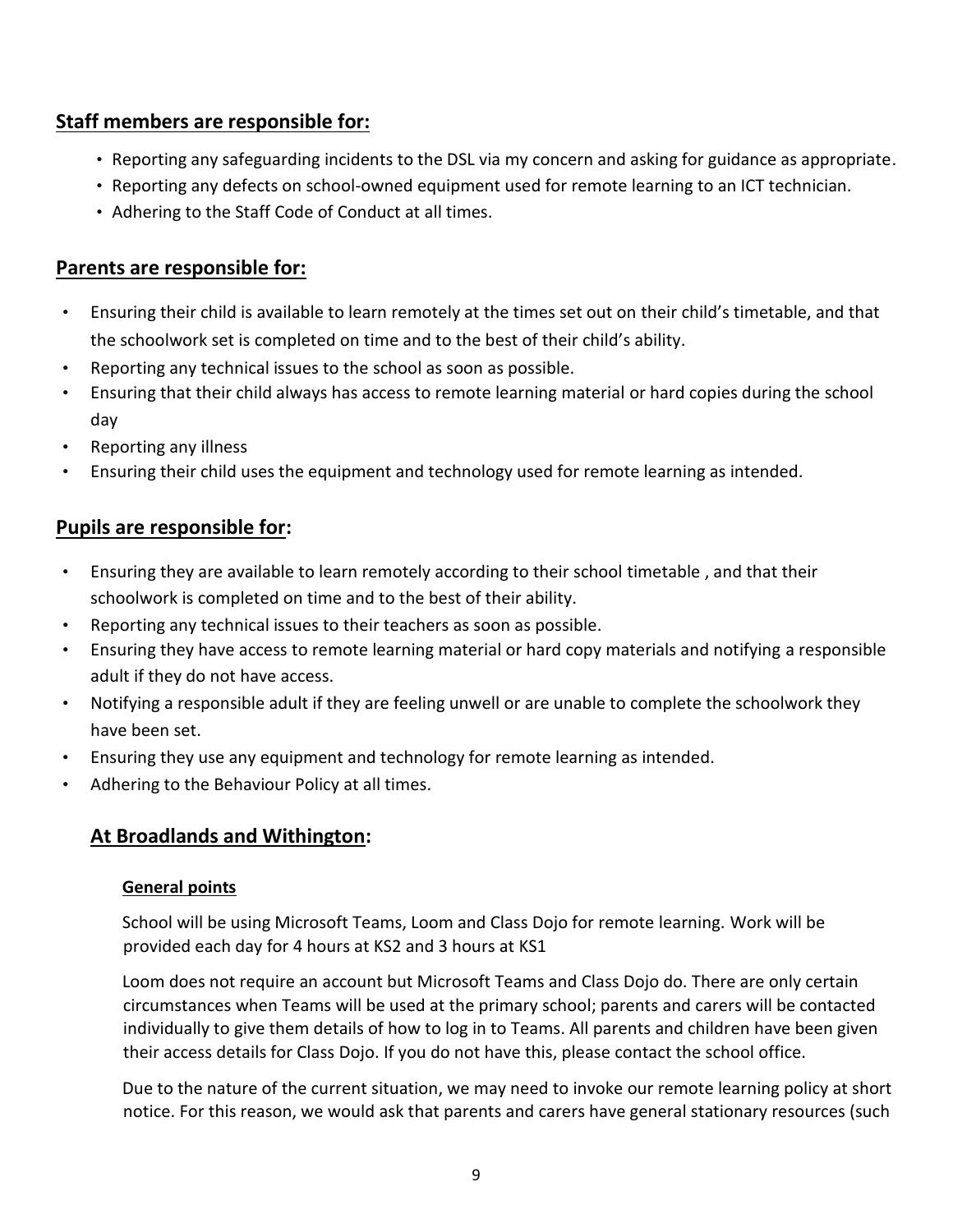## Staff members are responsible for:

- Reporting any safeguarding incidents to the DSL via my concern and asking for guidance as appropriate.
- Reporting any defects on school-owned equipment used for remote learning to an ICT technician.
- Adhering to the Staff Code of Conduct at all times.

## Parents are responsible for:

- Ensuring their child is available to learn remotely at the times set out on their child's timetable, and that the schoolwork set is completed on time and to the best of their child's ability.
- Reporting any technical issues to the school as soon as possible.
- Ensuring that their child always has access to remote learning material or hard copies during the school day
- Reporting any illness
- Ensuring their child uses the equipment and technology used for remote learning as intended.

## Pupils are responsible for:

- Ensuring they are available to learn remotely according to their school timetable , and that their schoolwork is completed on time and to the best of their ability.
- Reporting any technical issues to their teachers as soon as possible.
- Ensuring they have access to remote learning material or hard copy materials and notifying a responsible adult if they do not have access.
- Notifying a responsible adult if they are feeling unwell or are unable to complete the schoolwork they have been set.
- Ensuring they use any equipment and technology for remote learning as intended.
- Adhering to the Behaviour Policy at all times.

## At Broadlands and Withington:

### General points

School will be using Microsoft Teams, Loom and Class Dojo for remote learning. Work will be provided each day for 4 hours at KS2 and 3 hours at KS1

Loom does not require an account but Microsoft Teams and Class Dojo do. There are only certain circumstances when Teams will be used at the primary school; parents and carers will be contacted individually to give them details of how to log in to Teams. All parents and children have been given their access details for Class Dojo. If you do not have this, please contact the school office.

Due to the nature of the current situation, we may need to invoke our remote learning policy at short notice. For this reason, we would ask that parents and carers have general stationary resources (such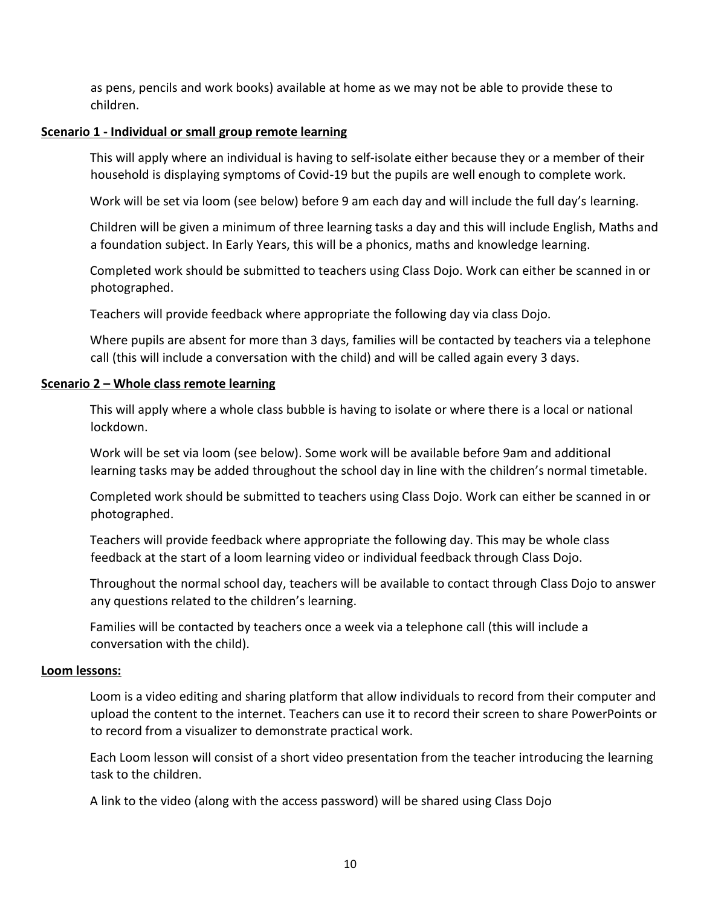as pens, pencils and work books) available at home as we may not be able to provide these to children.

**Scenario 1 - Individual or small group remote learning**

This will apply where an individual is having to self-isolate either because they or a member of their household is displaying symptoms of Covid-19 but the pupils are well enough to complete work.

Work will be set via loom (see below) before 9 am each day and will include the full day's learning.

Children will be given a minimum of three learning tasks a day and this will include English, Maths and a foundation subject. In Early Years, this will be a phonics, maths and knowledge learning.

Completed work should be submitted to teachers using Class Dojo. Work can either be scanned in or photographed.

Teachers will provide feedback where appropriate the following day via class Dojo.

Where pupils are absent for more than 3 days, families will be contacted by teachers via a telephone call (this will include a conversation with the child) and will be called again every 3 days.

**Scenario 2 – Whole class remote learning**

This will apply where a whole class bubble is having to isolate or where there is a local or national lockdown.

Work will be set via loom (see below). Some work will be available before 9am and additional learning tasks may be added throughout the school day in line with the children's normal timetable.

Completed work should be submitted to teachers using Class Dojo. Work can either be scanned in or photographed.

Teachers will provide feedback where appropriate the following day. This may be whole class feedback at the start of a loom learning video or individual feedback through Class Dojo.

Throughout the normal school day, teachers will be available to contact through Class Dojo to answer any questions related to the children's learning.

Families will be contacted by teachers once a week via a telephone call (this will include a conversation with the child).

**Loom lessons:**

Loom is a video editing and sharing platform that allow individuals to record from their computer and upload the content to the internet. Teachers can use it to record their screen to share PowerPoints or to record from a visualizer to demonstrate practical work.

Each Loom lesson will consist of a short video presentation from the teacher introducing the learning task to the children.

A link to the video (along with the access password) will be shared using Class Dojo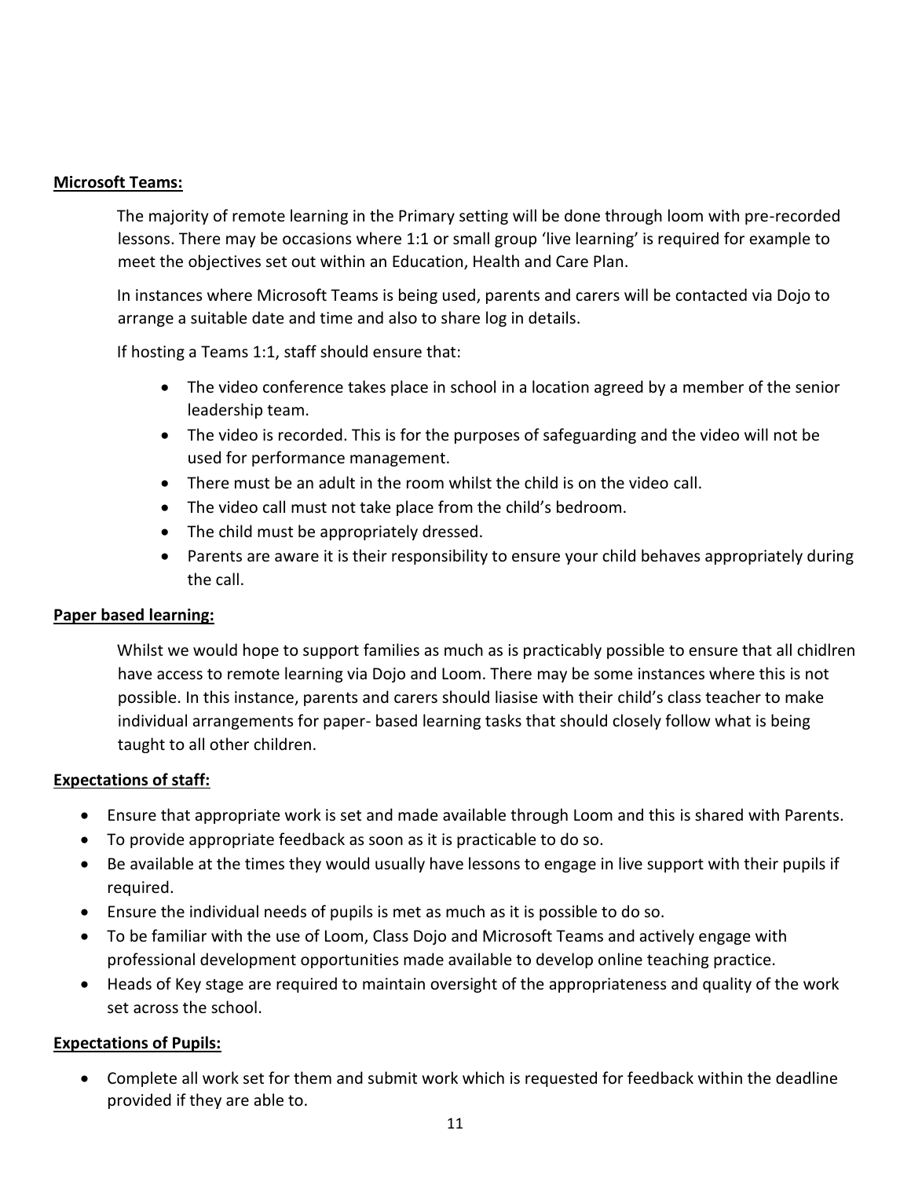**Microsoft Teams:**

The majority of remote learning in the Primary setting will be done through loom with pre-recorded lessons. There may be occasions where 1:1 or small group 'live learning' is required for example to meet the objectives set out within an Education, Health and Care Plan.

In instances where Microsoft Teams is being used, parents and carers will be contacted via Dojo to arrange a suitable date and time and also to share log in details.

If hosting a Teams 1:1, staff should ensure that:

- The video conference takes place in school in a location agreed by a member of the senior leadership team.
- The video is recorded. This is for the purposes of safeguarding and the video will not be used for performance management.
- There must be an adult in the room whilst the child is on the video call.
- The video call must not take place from the child's bedroom.
- The child must be appropriately dressed.
- Parents are aware it is their responsibility to ensure your child behaves appropriately during the call.

**Paper based learning:**

Whilst we would hope to support families as much as is practicably possible to ensure that all chidlren have access to remote learning via Dojo and Loom. There may be some instances where this is not possible. In this instance, parents and carers should liasise with their child's class teacher to make individual arrangements for paper- based learning tasks that should closely follow what is being taught to all other children.

**Expectations of staff:**

- Ensure that appropriate work is set and made available through Loom and this is shared with Parents.
- To provide appropriate feedback as soon as it is practicable to do so.
- Be available at the times they would usually have lessons to engage in live support with their pupils if required.
- Ensure the individual needs of pupils is met as much as it is possible to do so.
- To be familiar with the use of Loom, Class Dojo and Microsoft Teams and actively engage with professional development opportunities made available to develop online teaching practice.
- Heads of Key stage are required to maintain oversight of the appropriateness and quality of the work set across the school.

**Expectations of Pupils:**

- Complete all work set for them and submit work which is requested for feedback within the deadline provided if they are able to.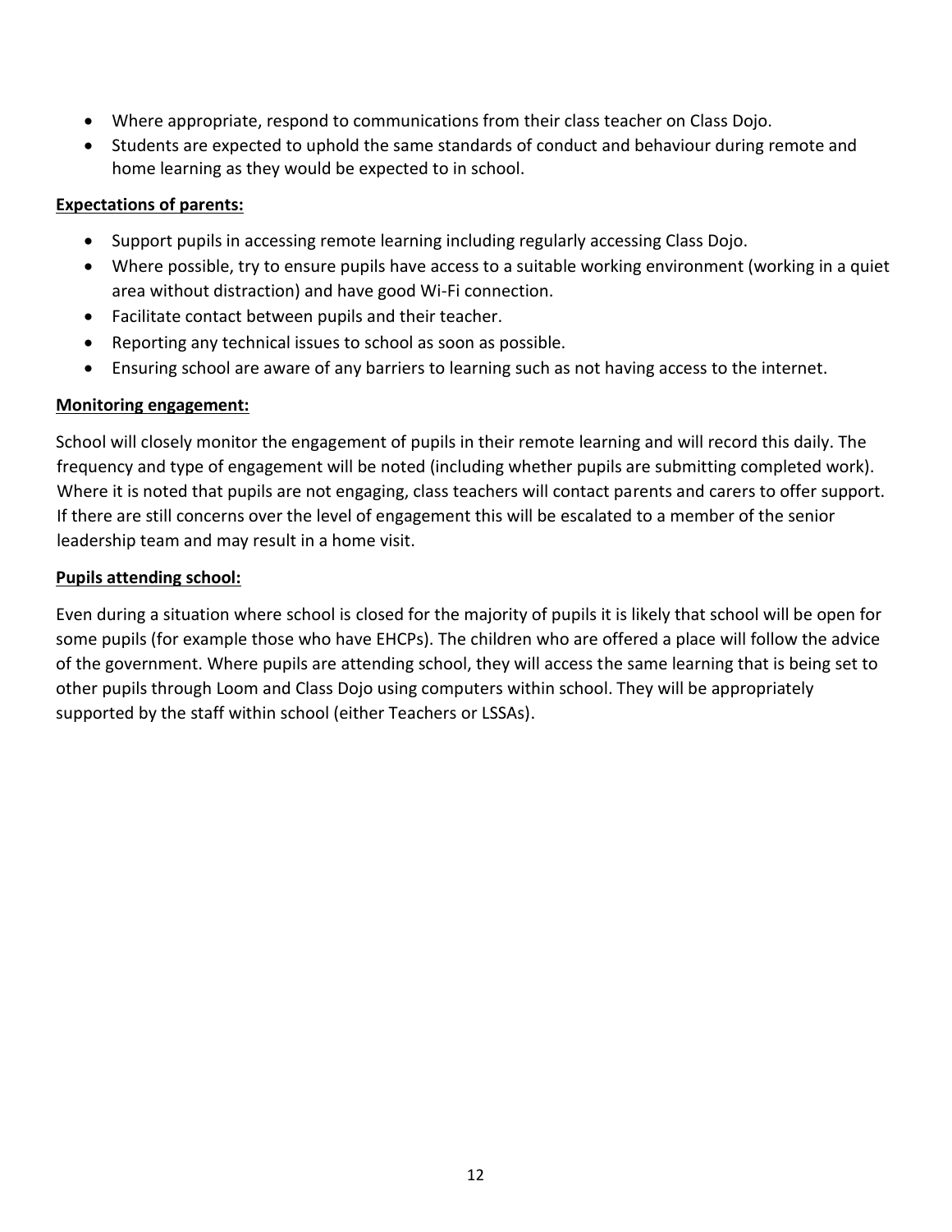- Where appropriate, respond to communications from their class teacher on Class Dojo.
- Students are expected to uphold the same standards of conduct and behaviour during remote and home learning as they would be expected to in school.

**Expectations of parents:**

- Support pupils in accessing remote learning including regularly accessing Class Dojo.
- Where possible, try to ensure pupils have access to a suitable working environment (working in a quiet area without distraction) and have good Wi-Fi connection.
- Facilitate contact between pupils and their teacher.
- Reporting any technical issues to school as soon as possible.
- Ensuring school are aware of any barriers to learning such as not having access to the internet.

**Monitoring engagement:**

School will closely monitor the engagement of pupils in their remote learning and will record this daily. The frequency and type of engagement will be noted (including whether pupils are submitting completed work). Where it is noted that pupils are not engaging, class teachers will contact parents and carers to offer support. If there are still concerns over the level of engagement this will be escalated to a member of the senior leadership team and may result in a home visit.

**Pupils attending school:**

Even during a situation where school is closed for the majority of pupils it is likely that school will be open for some pupils (for example those who have EHCPs). The children who are offered a place will follow the advice of the government. Where pupils are attending school, they will access the same learning that is being set to other pupils through Loom and Class Dojo using computers within school. They will be appropriately supported by the staff within school (either Teachers or LSSAs).